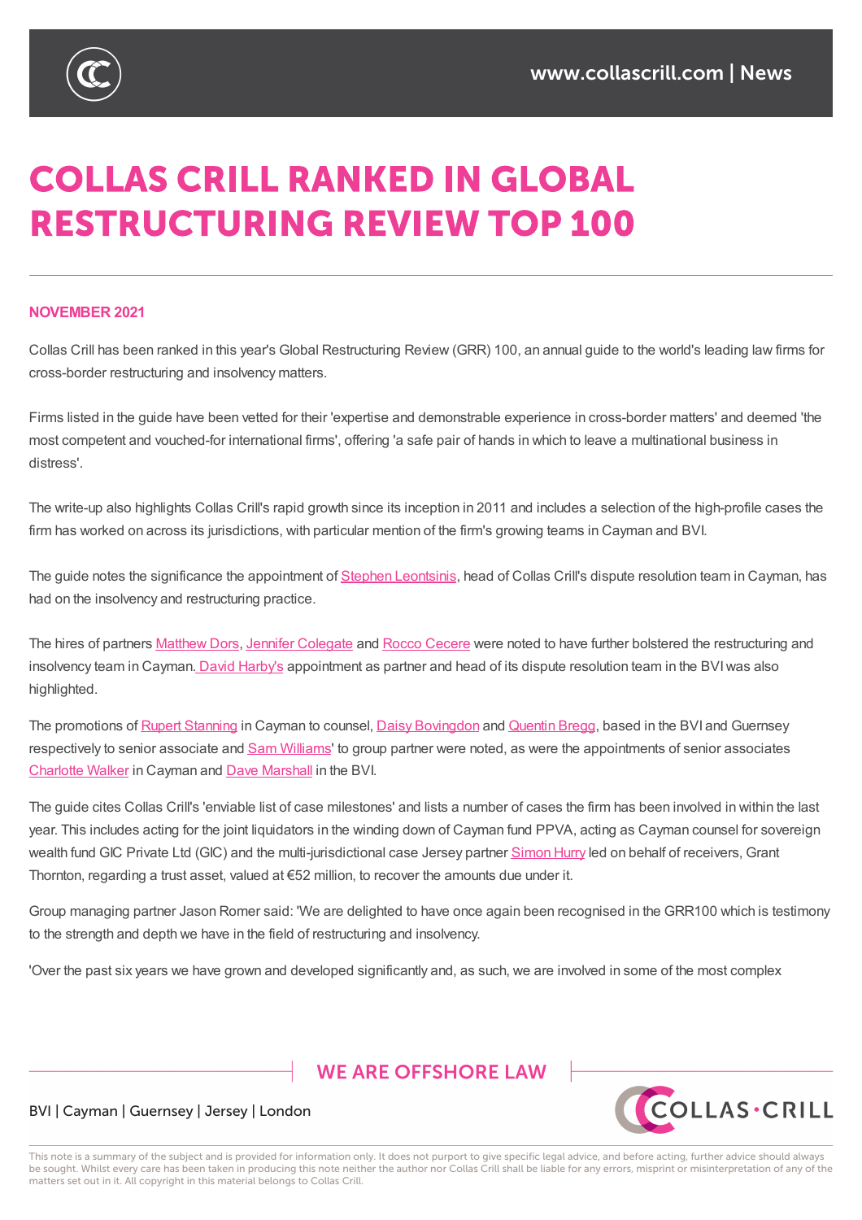# COLLAS CRILL RANKED IN GLOBAL RESTRUCTURING REVIEW TOP 100

**NOVEMBER 2021**

Collas Crill has been ranked in this year's Global Restructuring Review (GRR) 100, an annual guide to the world's leading law firms for cross-border restructuring and insolvency matters.

Firms listed in the guide have been vetted for their 'expertise and demonstrable experience in cross-border matters' and deemed 'the most competent and vouched-for international firms', offering 'a safe pair of hands in which to leave a multinational business in distress'.

The write-up also highlights Collas Crill's rapid growth since its inception in 2011 and includes a selection of the high-profile cases the firm has worked on across its jurisdictions, with particular mention of the firm's growing teams in Cayman and BVI.

The guide notes the significance the appointment of Stephen Leontsinis, head of Collas Crill's dispute resolution team in Cayman, has had on the insolvency and restructuring practice.

The hires of partners Matthew Dors, Jennifer Colegate and Rocco Cecere were noted to have further bolstered the restructuring and insolvency team in Cayman. David Harby's appointment as partner and head of its dispute resolution team in the BVI was also highlighted.

The promotions of Rupert Stanning in Cayman to counsel, Daisy Bovingdon and Quentin Bregg, based in the BVI and Guernsey respectively to senior associate and Sam Williams' to group partner were noted, as were the appointments of senior associates Charlotte Walker in Cayman and Dave Marshall in the BVI.

The guide cites Collas Crill's 'enviable list of case milestones' and lists a number of cases the firm has been involved in within the last year. This includes acting for the joint liquidators in the winding down of Cayman fund PPVA, acting as Cayman counsel for sovereign wealth fund GIC Private Ltd (GIC) and the multi-jurisdictional case Jersey partner Simon Hurry led on behalf of receivers, Grant Thornton, regarding a trust asset, valued at €52 million, to recover the amounts due under it.

Group managing partner Jason Romer said: 'We are delighted to have once again been recognised in the GRR100 which is testimony to the strength and depth we have in the field of restructuring and insolvency.

'Over the past six years we have grown and developed significantly and, as such, we are involved in some of the most complex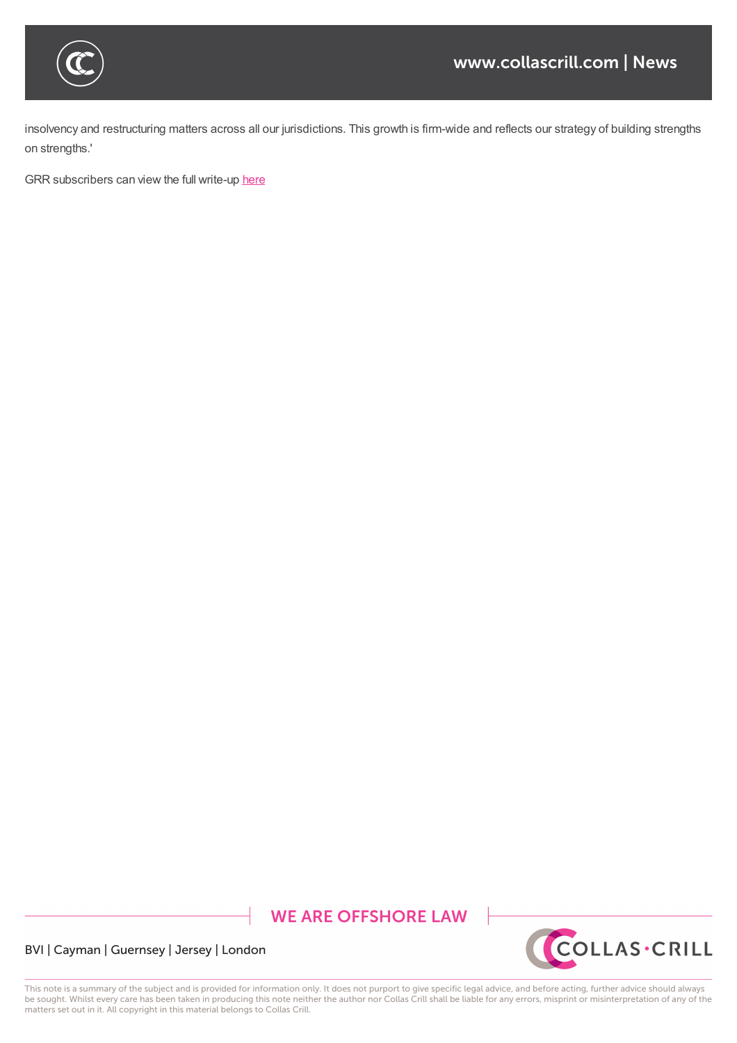insolvency and restructuring matters across all our jurisdictions. This growth is firm-wide and reflects our strategy of building strengths on strengths.'

GRR subscribers can view the full write-up here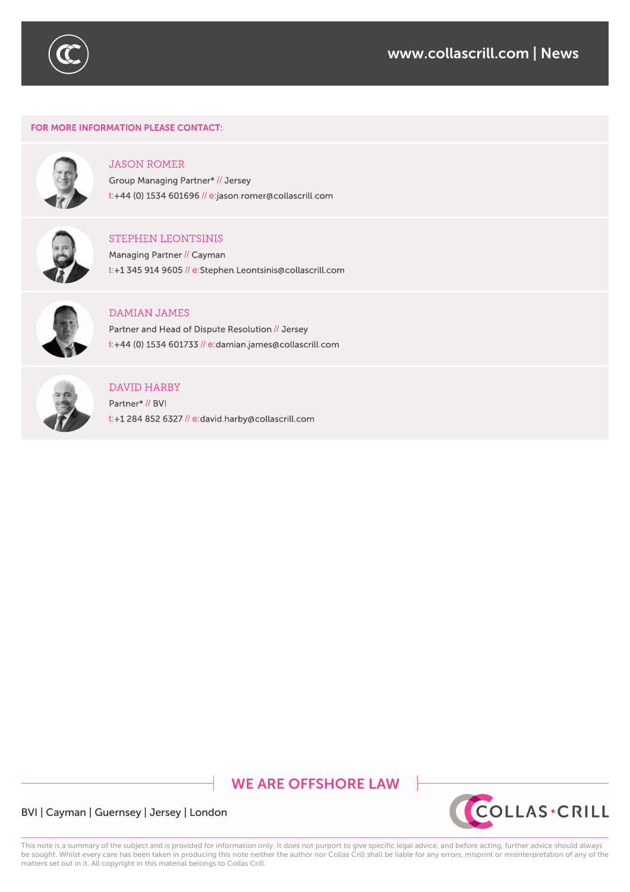## FOR MORE INFORMATION PLEASE CONTACT:

**JASON ROMER**
Group Managing Partner* // Jersey
t:+44 (0) 1534 601696 // e:jason.romer@collascrill.com

**STEPHEN LEONTSINIS**
Managing Partner // Cayman
t:+1 345 914 9605 // e:Stephen.Leontsinis@collascrill.com

**DAMIAN JAMES**
Partner and Head of Dispute Resolution // Jersey
t:+44 (0) 1534 601733 // e:damian.james@collascrill.com

**DAVID HARBY**
Partner* // BVI
t:+1 284 852 6327 // e:david.harby@collascrill.com

WE ARE OFFSHORE LAW

BVI | Cayman | Guernsey | Jersey | London

This note is a summary of the subject and is provided for information only. It does not purport to give specific legal advice, and before acting, further advice should always be sought. Whilst every care has been taken in producing this note neither the author nor Collas Crill shall be liable for any errors, misprint or misinterpretation of any of the matters set out in it. All copyright in this material belongs to Collas Crill.